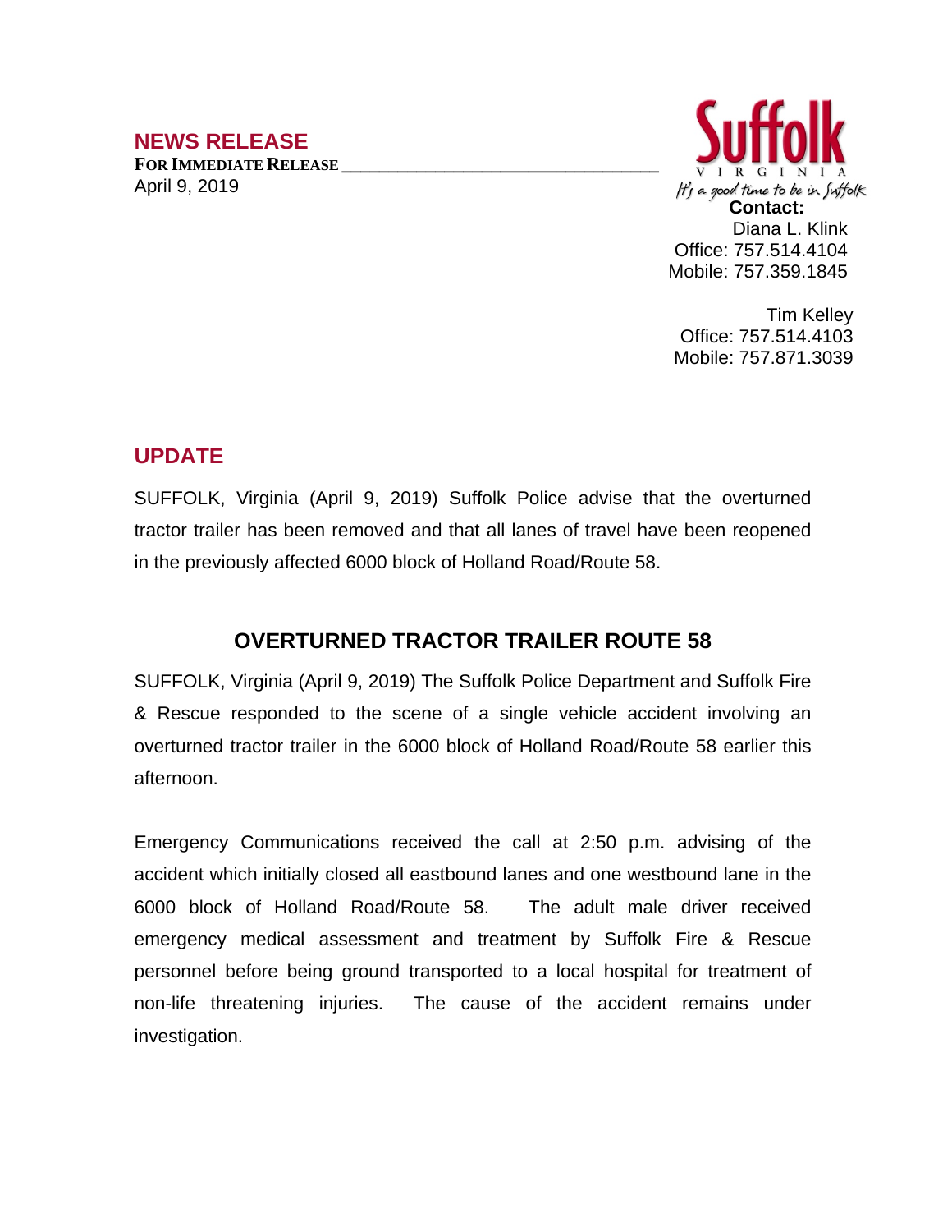## NEWS RELEASE

**FOR IMMEDIATE RELEASE**

April 9, 2019

Suffolk VIRGINIA
*It's a good time to be in Suffolk*

**Contact:**
Diana L. Klink
Office: 757.514.4104
Mobile: 757.359.1845

Tim Kelley
Office: 757.514.4103
Mobile: 757.871.3039

## UPDATE

SUFFOLK, Virginia (April 9, 2019) Suffolk Police advise that the overturned tractor trailer has been removed and that all lanes of travel have been reopened in the previously affected 6000 block of Holland Road/Route 58.

### OVERTURNED TRACTOR TRAILER ROUTE 58

SUFFOLK, Virginia (April 9, 2019) The Suffolk Police Department and Suffolk Fire & Rescue responded to the scene of a single vehicle accident involving an overturned tractor trailer in the 6000 block of Holland Road/Route 58 earlier this afternoon.

Emergency Communications received the call at 2:50 p.m. advising of the accident which initially closed all eastbound lanes and one westbound lane in the 6000 block of Holland Road/Route 58. The adult male driver received emergency medical assessment and treatment by Suffolk Fire & Rescue personnel before being ground transported to a local hospital for treatment of non-life threatening injuries. The cause of the accident remains under investigation.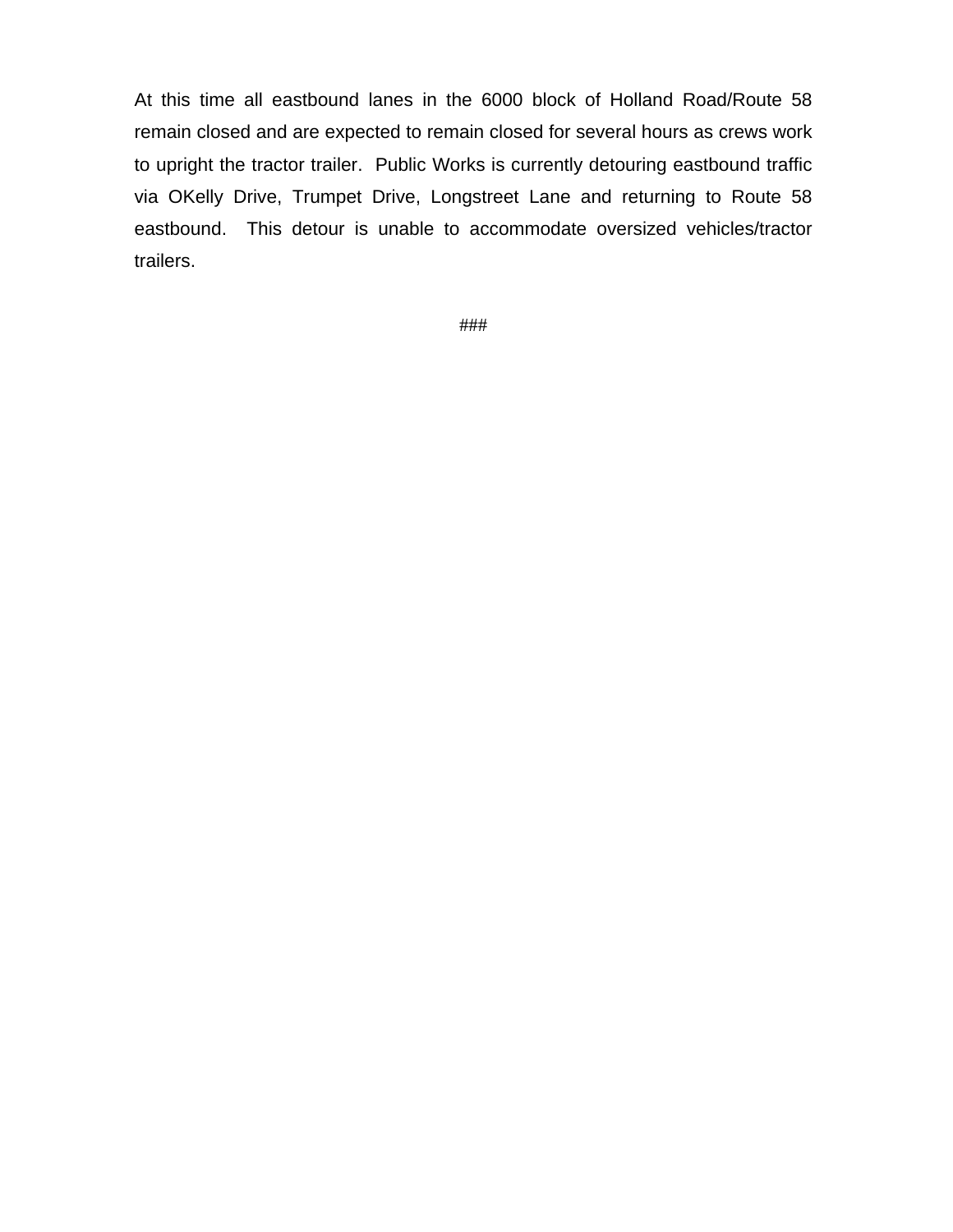At this time all eastbound lanes in the 6000 block of Holland Road/Route 58 remain closed and are expected to remain closed for several hours as crews work to upright the tractor trailer.  Public Works is currently detouring eastbound traffic via OKelly Drive, Trumpet Drive, Longstreet Lane and returning to Route 58 eastbound.  This detour is unable to accommodate oversized vehicles/tractor trailers.

###